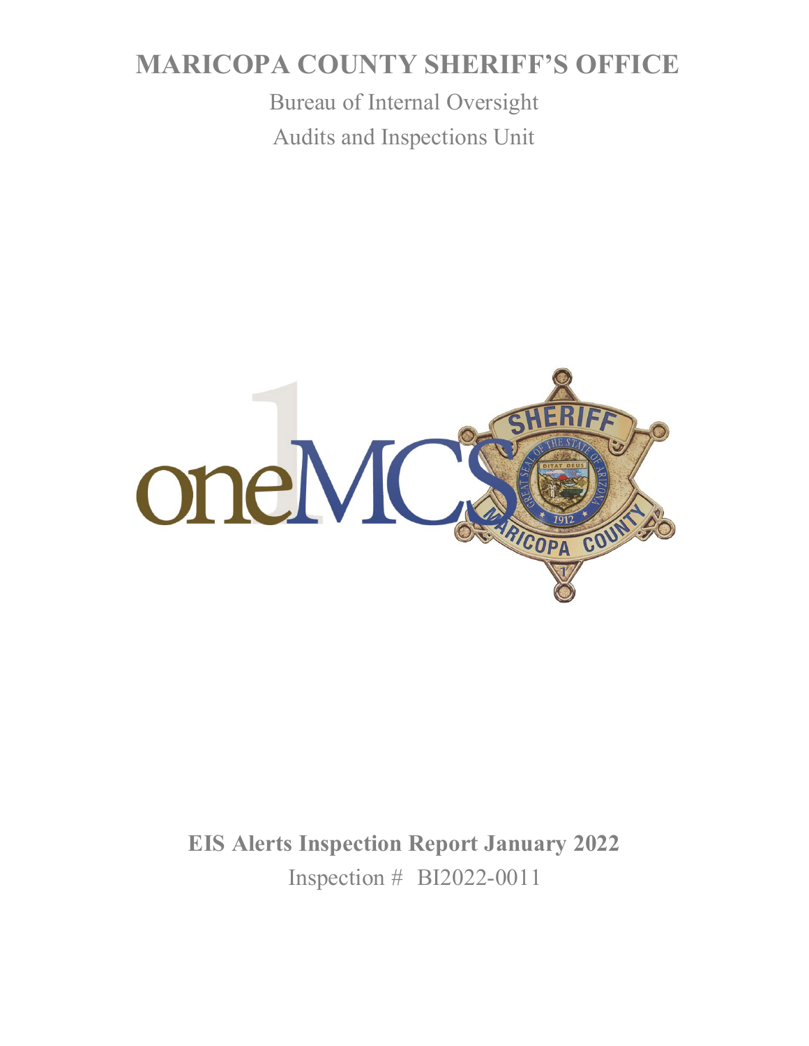# MARICOPA COUNTY SHERIFF'S OFFICE

Bureau of Internal Oversight

Audits and Inspections Unit

## EIS Alerts Inspection Report January 2022

Inspection # BI2022-0011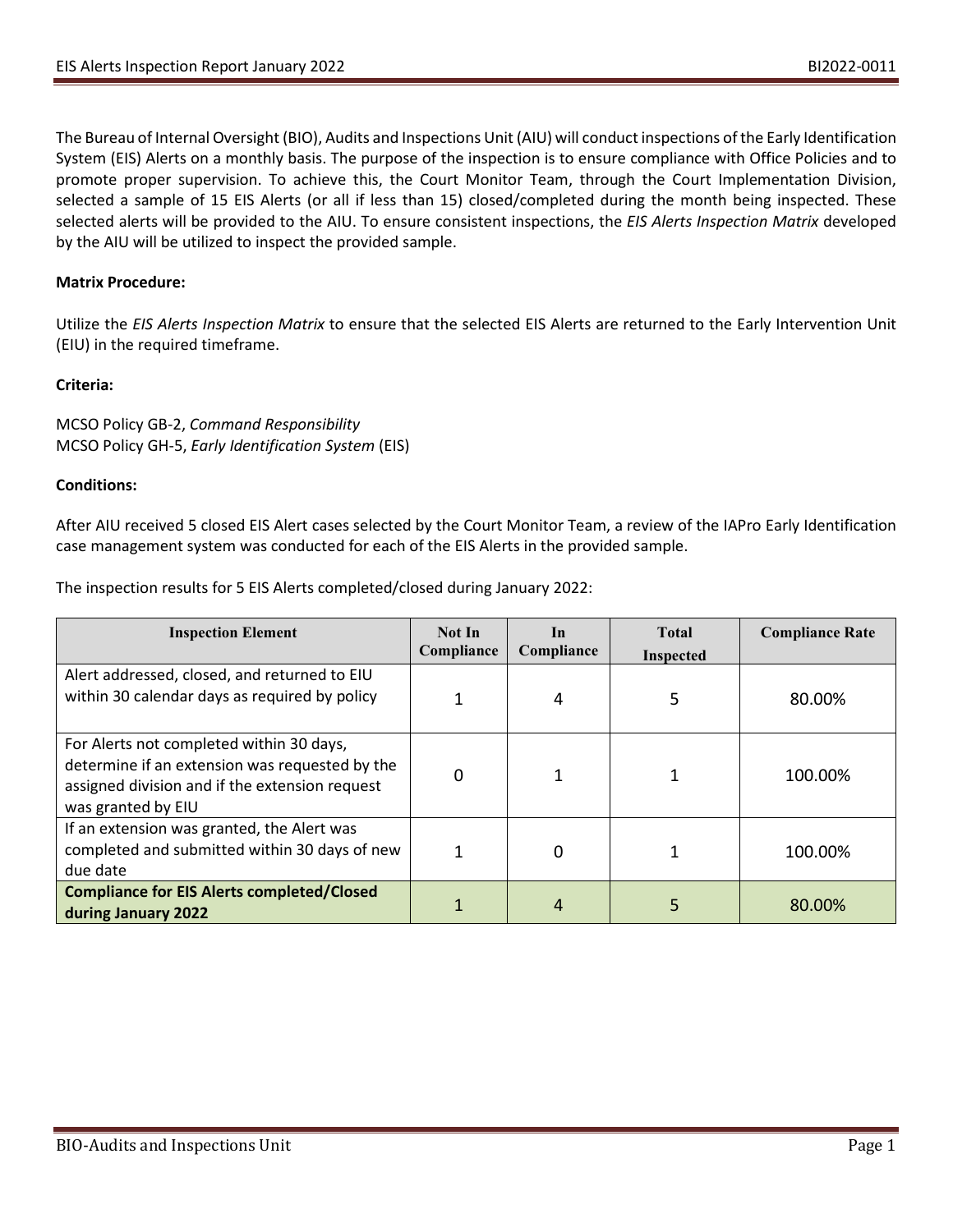The Bureau of Internal Oversight (BIO), Audits and Inspections Unit (AIU) will conduct inspections of the Early Identification System (EIS) Alerts on a monthly basis. The purpose of the inspection is to ensure compliance with Office Policies and to promote proper supervision. To achieve this, the Court Monitor Team, through the Court Implementation Division, selected a sample of 15 EIS Alerts (or all if less than 15) closed/completed during the month being inspected. These selected alerts will be provided to the AIU. To ensure consistent inspections, the *EIS Alerts Inspection Matrix* developed by the AIU will be utilized to inspect the provided sample.

**Matrix Procedure:**

Utilize the *EIS Alerts Inspection Matrix* to ensure that the selected EIS Alerts are returned to the Early Intervention Unit (EIU) in the required timeframe.

**Criteria:**

MCSO Policy GB-2, *Command Responsibility*
MCSO Policy GH-5, *Early Identification System* (EIS)

**Conditions:**

After AIU received 5 closed EIS Alert cases selected by the Court Monitor Team, a review of the IAPro Early Identification case management system was conducted for each of the EIS Alerts in the provided sample.

The inspection results for 5 EIS Alerts completed/closed during January 2022:

| Inspection Element | Not In Compliance | In Compliance | Total Inspected | Compliance Rate |
|---|---|---|---|---|
| Alert addressed, closed, and returned to EIU within 30 calendar days as required by policy | 1 | 4 | 5 | 80.00% |
| For Alerts not completed within 30 days, determine if an extension was requested by the assigned division and if the extension request was granted by EIU | 0 | 1 | 1 | 100.00% |
| If an extension was granted, the Alert was completed and submitted within 30 days of new due date | 1 | 0 | 1 | 100.00% |
| **Compliance for EIS Alerts completed/Closed during January 2022** | 1 | 4 | 5 | 80.00% |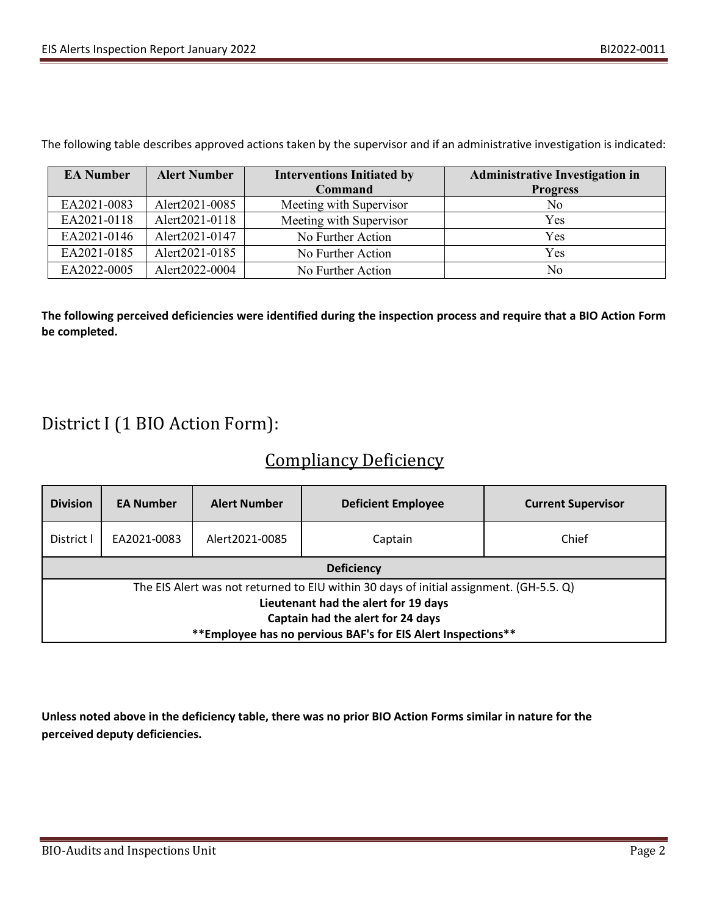The following table describes approved actions taken by the supervisor and if an administrative investigation is indicated:

| EA Number | Alert Number | Interventions Initiated by Command | Administrative Investigation in Progress |
|---|---|---|---|
| EA2021-0083 | Alert2021-0085 | Meeting with Supervisor | No |
| EA2021-0118 | Alert2021-0118 | Meeting with Supervisor | Yes |
| EA2021-0146 | Alert2021-0147 | No Further Action | Yes |
| EA2021-0185 | Alert2021-0185 | No Further Action | Yes |
| EA2022-0005 | Alert2022-0004 | No Further Action | No |

**The following perceived deficiencies were identified during the inspection process and require that a BIO Action Form be completed.**

## District I (1 BIO Action Form):

### Compliancy Deficiency

| Division | EA Number | Alert Number | Deficient Employee | Current Supervisor |
|---|---|---|---|---|
| District I | EA2021-0083 | Alert2021-0085 | Captain | Chief |
| **Deficiency** | | | | |
| The EIS Alert was not returned to EIU within 30 days of initial assignment. (GH-5.5. Q) **Lieutenant had the alert for 19 days** **Captain had the alert for 24 days** **\*\*Employee has no pervious BAF's for EIS Alert Inspections\*\*** | | | | |

**Unless noted above in the deficiency table, there was no prior BIO Action Forms similar in nature for the perceived deputy deficiencies.**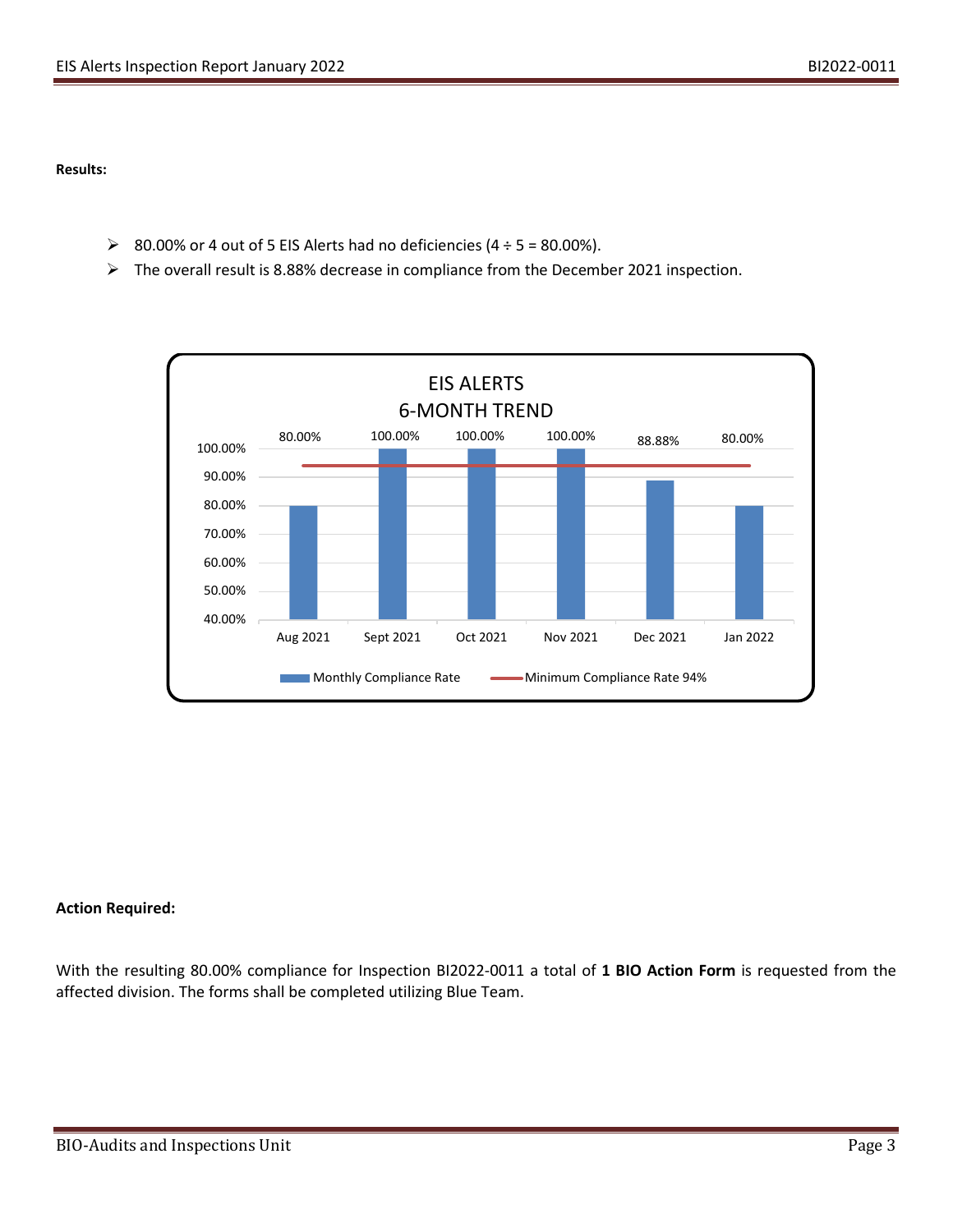**Results:**

- 80.00% or 4 out of 5 EIS Alerts had no deficiencies (4 ÷ 5 = 80.00%).
- The overall result is 8.88% decrease in compliance from the December 2021 inspection.

EIS ALERTS
6-MONTH TREND

| Month | Monthly Compliance Rate | Minimum Compliance Rate 94% |
|---|---|---|
| Aug 2021 | 80.00% | 94% |
| Sept 2021 | 100.00% | 94% |
| Oct 2021 | 100.00% | 94% |
| Nov 2021 | 100.00% | 94% |
| Dec 2021 | 88.88% | 94% |
| Jan 2022 | 80.00% | 94% |

**Action Required:**

With the resulting 80.00% compliance for Inspection BI2022-0011 a total of **1 BIO Action Form** is requested from the affected division. The forms shall be completed utilizing Blue Team.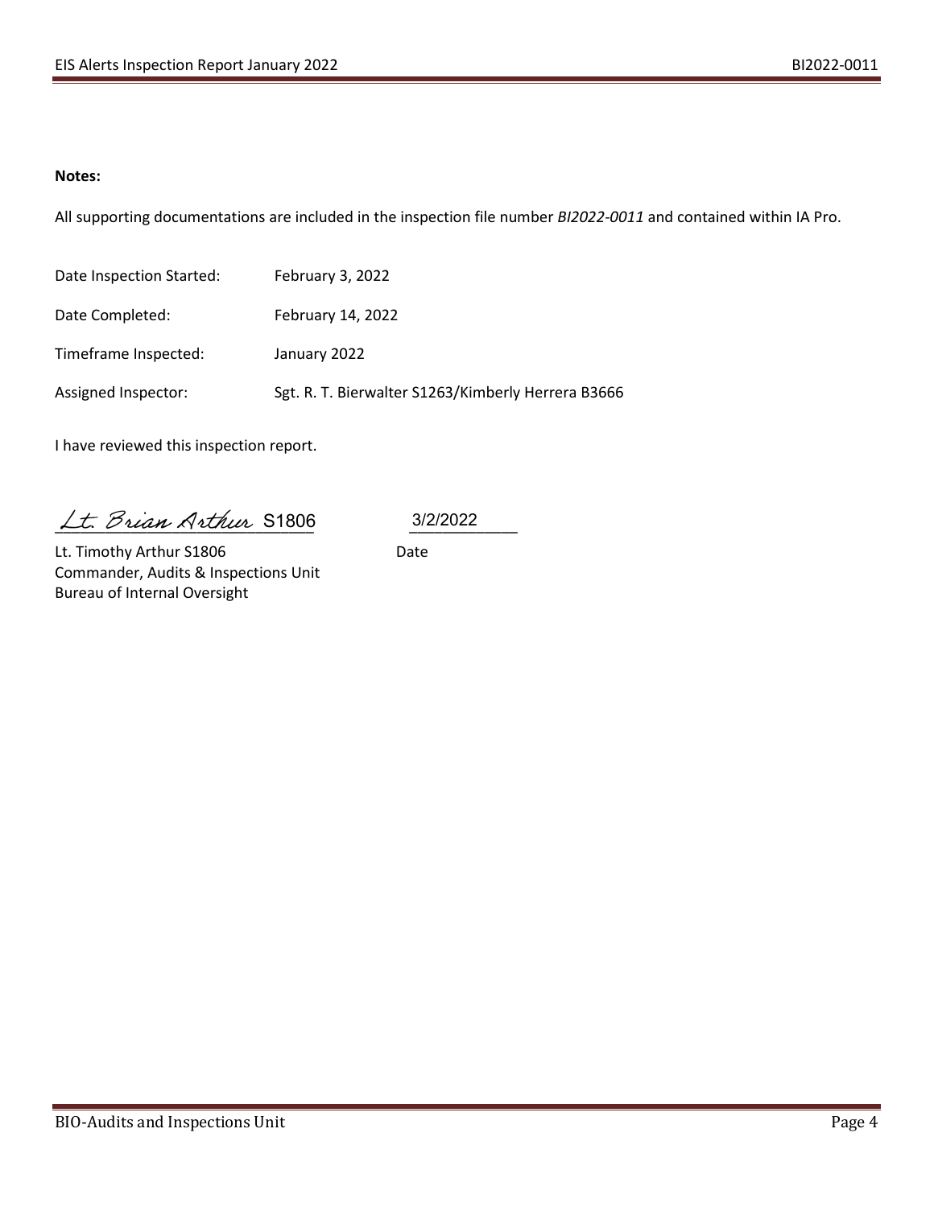**Notes:**

All supporting documentations are included in the inspection file number *BI2022-0011* and contained within IA Pro.

| | |
|---|---|
| Date Inspection Started: | February 3, 2022 |
| Date Completed: | February 14, 2022 |
| Timeframe Inspected: | January 2022 |
| Assigned Inspector: | Sgt. R. T. Bierwalter S1263/Kimberly Herrera B3666 |

I have reviewed this inspection report.

*Lt. Brian Arthur* S1806 3/2/2022

Lt. Timothy Arthur S1806 Date
Commander, Audits & Inspections Unit
Bureau of Internal Oversight